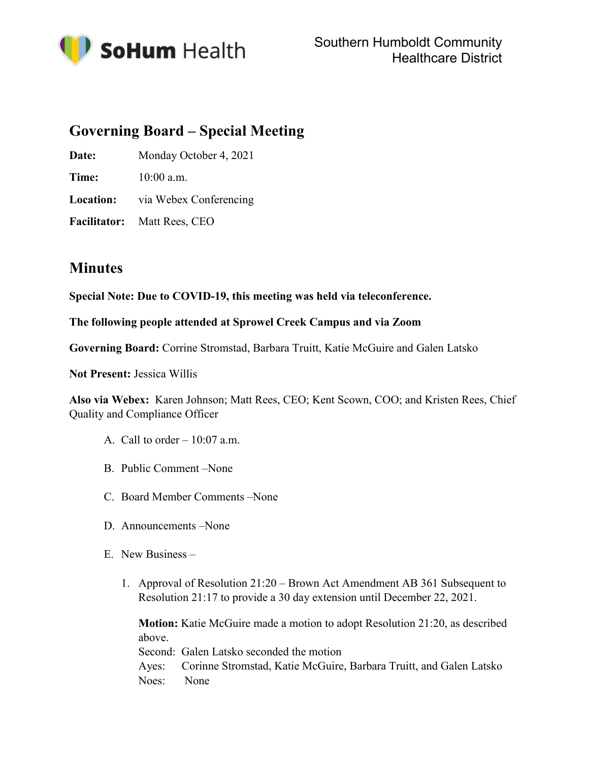SoHum Health

Southern Humboldt Community Healthcare District

## Governing Board – Special Meeting

**Date:** Monday October 4, 2021

**Time:** 10:00 a.m.

**Location:** via Webex Conferencing

**Facilitator:** Matt Rees, CEO

## Minutes

**Special Note: Due to COVID-19, this meeting was held via teleconference.**

**The following people attended at Sprowel Creek Campus and via Zoom**

**Governing Board:** Corrine Stromstad, Barbara Truitt, Katie McGuire and Galen Latsko

**Not Present:** Jessica Willis

**Also via Webex:** Karen Johnson; Matt Rees, CEO; Kent Scown, COO; and Kristen Rees, Chief Quality and Compliance Officer

A. Call to order – 10:07 a.m.

B. Public Comment –None

C. Board Member Comments –None

D. Announcements –None

E. New Business –

   1. Approval of Resolution 21:20 – Brown Act Amendment AB 361 Subsequent to Resolution 21:17 to provide a 30 day extension until December 22, 2021.

      **Motion:** Katie McGuire made a motion to adopt Resolution 21:20, as described above.
      Second: Galen Latsko seconded the motion
      Ayes: Corinne Stromstad, Katie McGuire, Barbara Truitt, and Galen Latsko
      Noes: None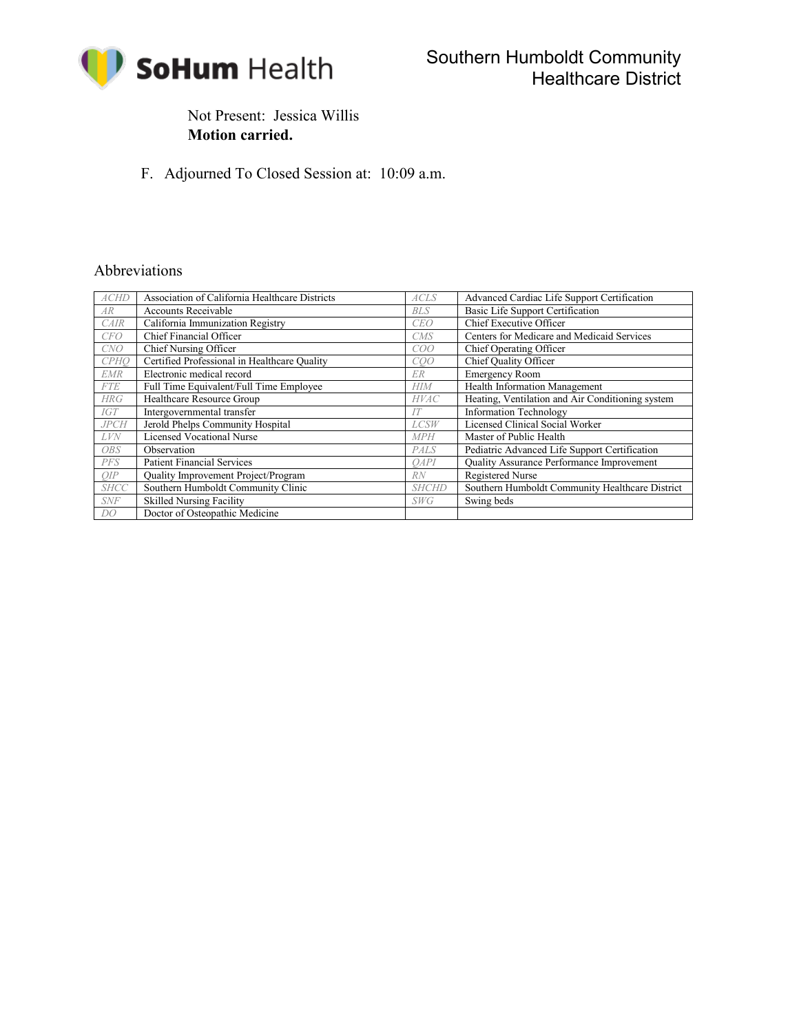Not Present: Jessica Willis
**Motion carried.**

F. Adjourned To Closed Session at: 10:09 a.m.

Abbreviations

| | | | |
|---|---|---|---|
| ACHD | Association of California Healthcare Districts | ACLS | Advanced Cardiac Life Support Certification |
| AR | Accounts Receivable | BLS | Basic Life Support Certification |
| CAIR | California Immunization Registry | CEO | Chief Executive Officer |
| CFO | Chief Financial Officer | CMS | Centers for Medicare and Medicaid Services |
| CNO | Chief Nursing Officer | COO | Chief Operating Officer |
| CPHQ | Certified Professional in Healthcare Quality | CQO | Chief Quality Officer |
| EMR | Electronic medical record | ER | Emergency Room |
| FTE | Full Time Equivalent/Full Time Employee | HIM | Health Information Management |
| HRG | Healthcare Resource Group | HVAC | Heating, Ventilation and Air Conditioning system |
| IGT | Intergovernmental transfer | IT | Information Technology |
| JPCH | Jerold Phelps Community Hospital | LCSW | Licensed Clinical Social Worker |
| LVN | Licensed Vocational Nurse | MPH | Master of Public Health |
| OBS | Observation | PALS | Pediatric Advanced Life Support Certification |
| PFS | Patient Financial Services | QAPI | Quality Assurance Performance Improvement |
| QIP | Quality Improvement Project/Program | RN | Registered Nurse |
| SHCC | Southern Humboldt Community Clinic | SHCHD | Southern Humboldt Community Healthcare District |
| SNF | Skilled Nursing Facility | SWG | Swing beds |
| DO | Doctor of Osteopathic Medicine | | |